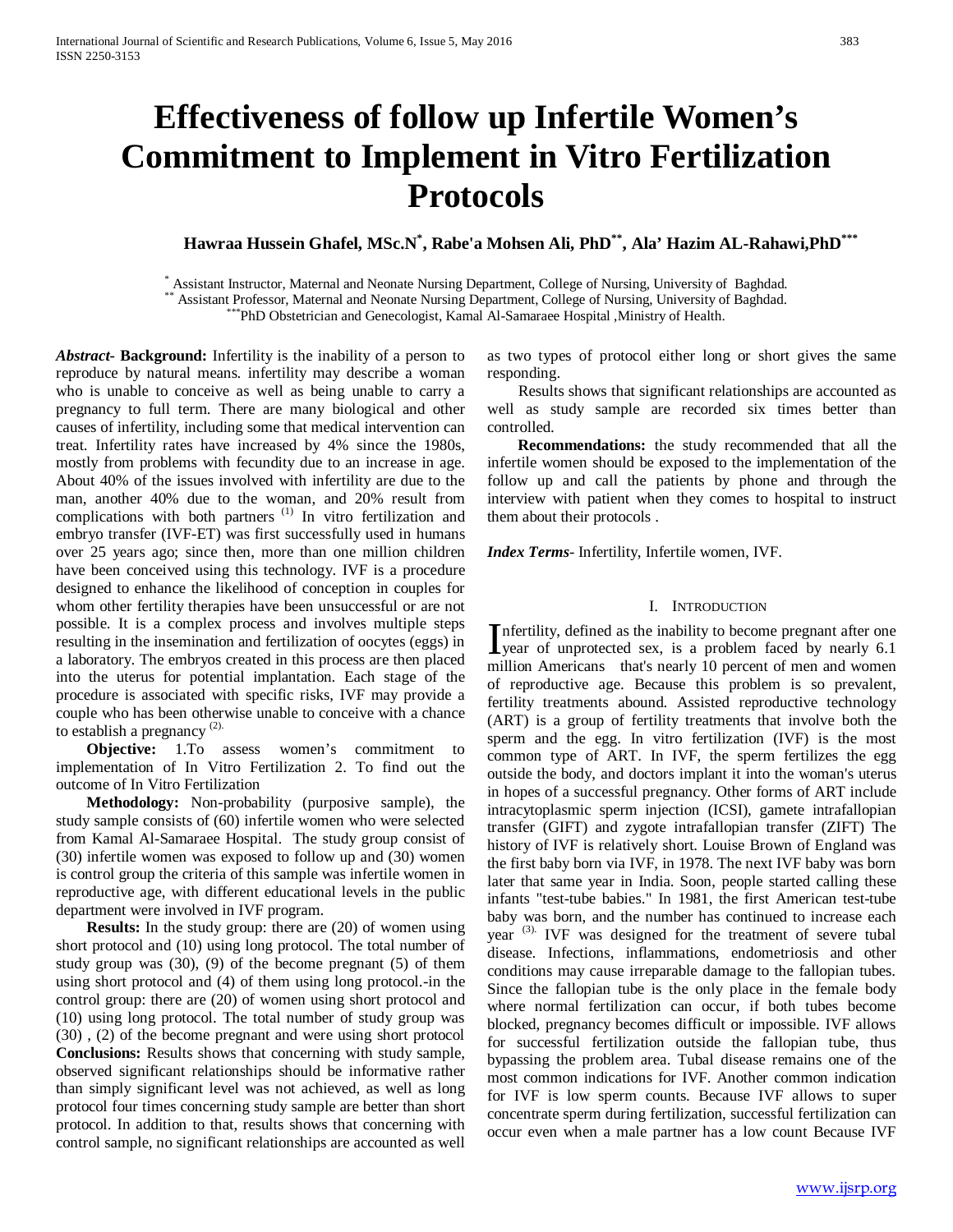# Effectiveness of follow up Infertile Women's Commitment to Implement in Vitro Fertilization Protocols

**Hawraa Hussein Ghafel, MSc.N[*], Rabe'a Mohsen Ali, PhD[**], Ala' Hazim AL-Rahawi,PhD[***]**

[*] Assistant Instructor, Maternal and Neonate Nursing Department, College of Nursing, University of Baghdad.
[**] Assistant Professor, Maternal and Neonate Nursing Department, College of Nursing, University of Baghdad.
[***]PhD Obstetrician and Genecologist, Kamal Al-Samaraee Hospital ,Ministry of Health.

***Abstract*- Background:** Infertility is the inability of a person to reproduce by natural means. infertility may describe a woman who is unable to conceive as well as being unable to carry a pregnancy to full term. There are many biological and other causes of infertility, including some that medical intervention can treat. Infertility rates have increased by 4% since the 1980s, mostly from problems with fecundity due to an increase in age. About 40% of the issues involved with infertility are due to the man, another 40% due to the woman, and 20% result from complications with both partners [(1)] In vitro fertilization and embryo transfer (IVF-ET) was first successfully used in humans over 25 years ago; since then, more than one million children have been conceived using this technology. IVF is a procedure designed to enhance the likelihood of conception in couples for whom other fertility therapies have been unsuccessful or are not possible. It is a complex process and involves multiple steps resulting in the insemination and fertilization of oocytes (eggs) in a laboratory. The embryos created in this process are then placed into the uterus for potential implantation. Each stage of the procedure is associated with specific risks, IVF may provide a couple who has been otherwise unable to conceive with a chance to establish a pregnancy [(2).]

**Objective:** 1.To assess women's commitment to implementation of In Vitro Fertilization 2. To find out the outcome of In Vitro Fertilization

**Methodology:** Non-probability (purposive sample), the study sample consists of (60) infertile women who were selected from Kamal Al-Samaraee Hospital. The study group consist of (30) infertile women was exposed to follow up and (30) women is control group the criteria of this sample was infertile women in reproductive age, with different educational levels in the public department were involved in IVF program.

**Results:** In the study group: there are (20) of women using short protocol and (10) using long protocol. The total number of study group was (30), (9) of the become pregnant (5) of them using short protocol and (4) of them using long protocol.-in the control group: there are (20) of women using short protocol and (10) using long protocol. The total number of study group was (30) , (2) of the become pregnant and were using short protocol **Conclusions:** Results shows that concerning with study sample, observed significant relationships should be informative rather than simply significant level was not achieved, as well as long protocol four times concerning study sample are better than short protocol. In addition to that, results shows that concerning with control sample, no significant relationships are accounted as well as two types of protocol either long or short gives the same responding.

Results shows that significant relationships are accounted as well as study sample are recorded six times better than controlled.

**Recommendations:** the study recommended that all the infertile women should be exposed to the implementation of the follow up and call the patients by phone and through the interview with patient when they comes to hospital to instruct them about their protocols .

***Index Terms*-** Infertility, Infertile women, IVF.

## I. Introduction

Infertility, defined as the inability to become pregnant after one year of unprotected sex, is a problem faced by nearly 6.1 million Americans that's nearly 10 percent of men and women of reproductive age. Because this problem is so prevalent, fertility treatments abound. Assisted reproductive technology (ART) is a group of fertility treatments that involve both the sperm and the egg. In vitro fertilization (IVF) is the most common type of ART. In IVF, the sperm fertilizes the egg outside the body, and doctors implant it into the woman's uterus in hopes of a successful pregnancy. Other forms of ART include intracytoplasmic sperm injection (ICSI), gamete intrafallopian transfer (GIFT) and zygote intrafallopian transfer (ZIFT) The history of IVF is relatively short. Louise Brown of England was the first baby born via IVF, in 1978. The next IVF baby was born later that same year in India. Soon, people started calling these infants "test-tube babies." In 1981, the first American test-tube baby was born, and the number has continued to increase each year [(3).] IVF was designed for the treatment of severe tubal disease. Infections, inflammations, endometriosis and other conditions may cause irreparable damage to the fallopian tubes. Since the fallopian tube is the only place in the female body where normal fertilization can occur, if both tubes become blocked, pregnancy becomes difficult or impossible. IVF allows for successful fertilization outside the fallopian tube, thus bypassing the problem area. Tubal disease remains one of the most common indications for IVF. Another common indication for IVF is low sperm counts. Because IVF allows to super concentrate sperm during fertilization, successful fertilization can occur even when a male partner has a low count Because IVF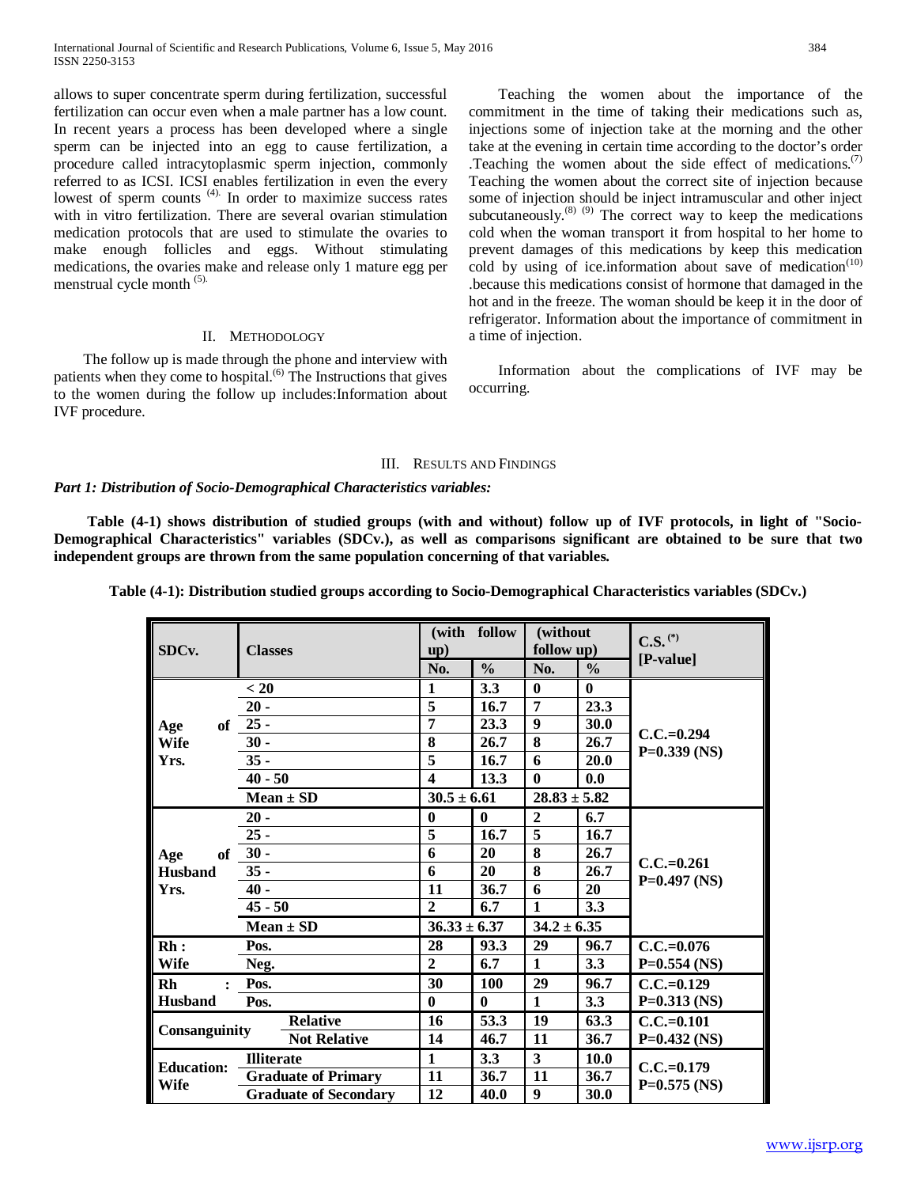allows to super concentrate sperm during fertilization, successful fertilization can occur even when a male partner has a low count. In recent years a process has been developed where a single sperm can be injected into an egg to cause fertilization, a procedure called intracytoplasmic sperm injection, commonly referred to as ICSI. ICSI enables fertilization in even the every lowest of sperm counts [4]. In order to maximize success rates with in vitro fertilization. There are several ovarian stimulation medication protocols that are used to stimulate the ovaries to make enough follicles and eggs. Without stimulating medications, the ovaries make and release only 1 mature egg per menstrual cycle month [5].

## II. Methodology

The follow up is made through the phone and interview with patients when they come to hospital.[6] The Instructions that gives to the women during the follow up includes:Information about IVF procedure.

Teaching the women about the importance of the commitment in the time of taking their medications such as, injections some of injection take at the morning and the other take at the evening in certain time according to the doctor's order .Teaching the women about the side effect of medications.[7] Teaching the women about the correct site of injection because some of injection should be inject intramuscular and other inject subcutaneously.[8] [9] The correct way to keep the medications cold when the woman transport it from hospital to her home to prevent damages of this medications by keep this medication cold by using of ice.information about save of medication[10] .because this medications consist of hormone that damaged in the hot and in the freeze. The woman should be keep it in the door of refrigerator. Information about the importance of commitment in a time of injection.

Information about the complications of IVF may be occurring.

## III. Results and Findings

***Part 1: Distribution of Socio-Demographical Characteristics variables:***

**Table (4-1) shows distribution of studied groups (with and without) follow up of IVF protocols, in light of "Socio-Demographical Characteristics" variables (SDCv.), as well as comparisons significant are obtained to be sure that two independent groups are thrown from the same population concerning of that variables.**

**Table (4-1): Distribution studied groups according to Socio-Demographical Characteristics variables (SDCv.)**

| SDCv. | Classes | (with follow up) | | (without follow up) | | C.S. (*) [P-value] |
|---|---|---|---|---|---|---|
| | | No. | % | No. | % | |
| Age of Wife Yrs. | < 20 | 1 | 3.3 | 0 | 0 | C.C.=0.294 P=0.339 (NS) |
| | 20 - | 5 | 16.7 | 7 | 23.3 | |
| | 25 - | 7 | 23.3 | 9 | 30.0 | |
| | 30 - | 8 | 26.7 | 8 | 26.7 | |
| | 35 - | 5 | 16.7 | 6 | 20.0 | |
| | 40 - 50 | 4 | 13.3 | 0 | 0.0 | |
| | Mean ± SD | 30.5 ± 6.61 | | 28.83 ± 5.82 | | |
| Age of Husband Yrs. | 20 - | 0 | 0 | 2 | 6.7 | C.C.=0.261 P=0.497 (NS) |
| | 25 - | 5 | 16.7 | 5 | 16.7 | |
| | 30 - | 6 | 20 | 8 | 26.7 | |
| | 35 - | 6 | 20 | 8 | 26.7 | |
| | 40 - | 11 | 36.7 | 6 | 20 | |
| | 45 - 50 | 2 | 6.7 | 1 | 3.3 | |
| | Mean ± SD | 36.33 ± 6.37 | | 34.2 ± 6.35 | | |
| Rh : Wife | Pos. | 28 | 93.3 | 29 | 96.7 | C.C.=0.076 P=0.554 (NS) |
| | Neg. | 2 | 6.7 | 1 | 3.3 | |
| Rh : Husband | Pos. | 30 | 100 | 29 | 96.7 | C.C.=0.129 P=0.313 (NS) |
| | Pos. | 0 | 0 | 1 | 3.3 | |
| Consanguinity | Relative | 16 | 53.3 | 19 | 63.3 | C.C.=0.101 P=0.432 (NS) |
| | Not Relative | 14 | 46.7 | 11 | 36.7 | |
| Education: Wife | Illiterate | 1 | 3.3 | 3 | 10.0 | C.C.=0.179 P=0.575 (NS) |
| | Graduate of Primary | 11 | 36.7 | 11 | 36.7 | |
| | Graduate of Secondary | 12 | 40.0 | 9 | 30.0 | |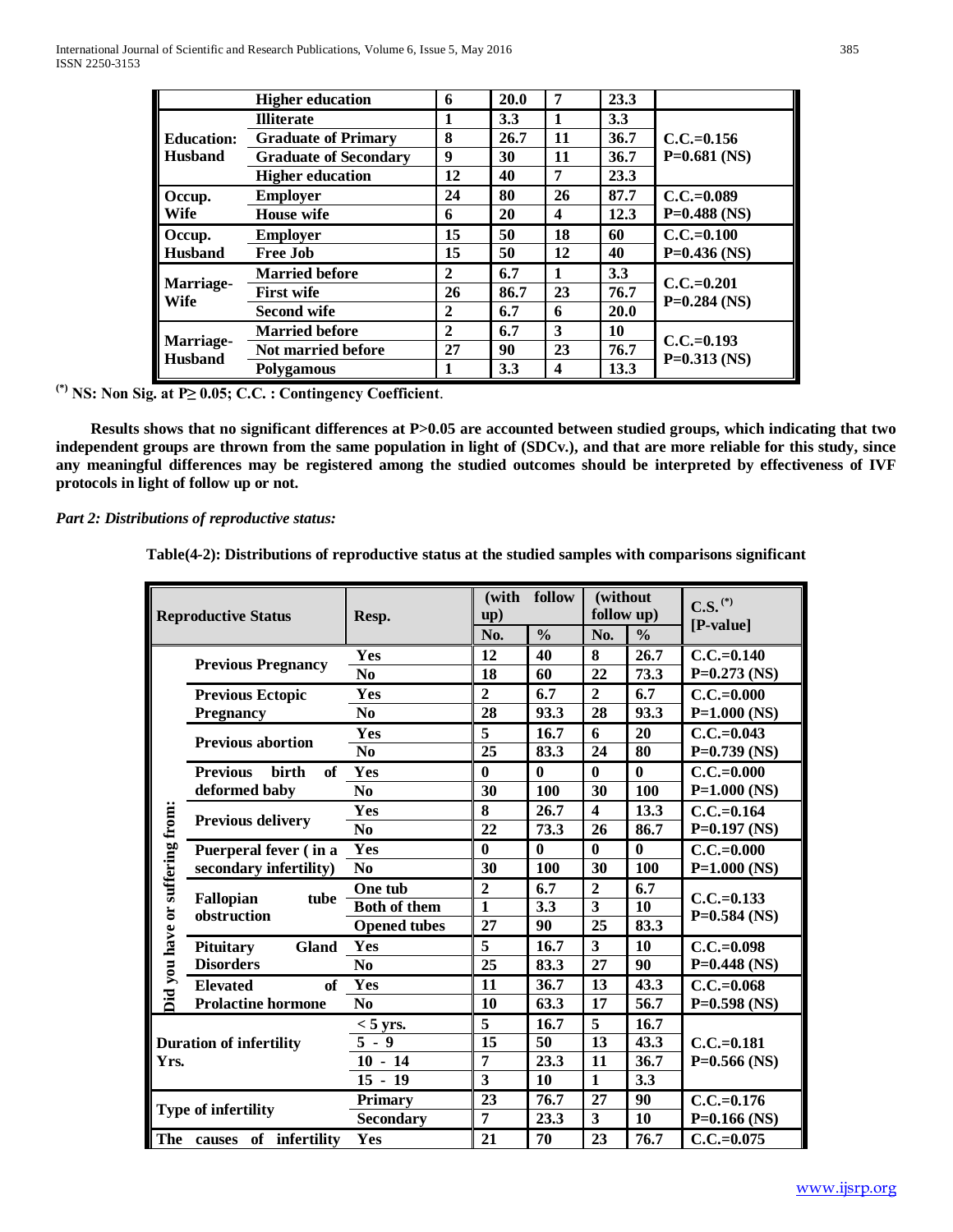| | | | | | | |
|---|---|---|---|---|---|---|
| | **Higher education** | **6** | **20.0** | **7** | **23.3** | |
| **Education: Husband** | **Illiterate** | **1** | **3.3** | **1** | **3.3** | **C.C.=0.156 P=0.681 (NS)** |
| | **Graduate of Primary** | **8** | **26.7** | **11** | **36.7** | |
| | **Graduate of Secondary** | **9** | **30** | **11** | **36.7** | |
| | **Higher education** | **12** | **40** | **7** | **23.3** | |
| **Occup. Wife** | **Employer** | **24** | **80** | **26** | **87.7** | **C.C.=0.089 P=0.488 (NS)** |
| | **House wife** | **6** | **20** | **4** | **12.3** | |
| **Occup. Husband** | **Employer** | **15** | **50** | **18** | **60** | **C.C.=0.100 P=0.436 (NS)** |
| | **Free Job** | **15** | **50** | **12** | **40** | |
| **Marriage-Wife** | **Married before** | **2** | **6.7** | **1** | **3.3** | **C.C.=0.201 P=0.284 (NS)** |
| | **First wife** | **26** | **86.7** | **23** | **76.7** | |
| | **Second wife** | **2** | **6.7** | **6** | **20.0** | |
| **Marriage-Husband** | **Married before** | **2** | **6.7** | **3** | **10** | **C.C.=0.193 P=0.313 (NS)** |
| | **Not married before** | **27** | **90** | **23** | **76.7** | |
| | **Polygamous** | **1** | **3.3** | **4** | **13.3** | |

**(*) NS: Non Sig. at P≥ 0.05; C.C. : Contingency Coefficient**.

**Results shows that no significant differences at P>0.05 are accounted between studied groups, which indicating that two independent groups are thrown from the same population in light of (SDCv.), and that are more reliable for this study, since any meaningful differences may be registered among the studied outcomes should be interpreted by effectiveness of IVF protocols in light of follow up or not.**

***Part 2: Distributions of reproductive status:***

**Table(4-2): Distributions of reproductive status at the studied samples with comparisons significant**

| **Reproductive Status** | | **Resp.** | **(with follow up)** | | **(without follow up)** | | **C.S. (*) [P-value]** |
|---|---|---|---|---|---|---|---|
| | | | **No.** | **%** | **No.** | **%** | |
| **Did you have or suffering from:** | **Previous Pregnancy** | **Yes** | **12** | **40** | **8** | **26.7** | **C.C.=0.140 P=0.273 (NS)** |
| | | **No** | **18** | **60** | **22** | **73.3** | |
| | **Previous Ectopic Pregnancy** | **Yes** | **2** | **6.7** | **2** | **6.7** | **C.C.=0.000 P=1.000 (NS)** |
| | | **No** | **28** | **93.3** | **28** | **93.3** | |
| | **Previous abortion** | **Yes** | **5** | **16.7** | **6** | **20** | **C.C.=0.043 P=0.739 (NS)** |
| | | **No** | **25** | **83.3** | **24** | **80** | |
| | **Previous birth of deformed baby** | **Yes** | **0** | **0** | **0** | **0** | **C.C.=0.000 P=1.000 (NS)** |
| | | **No** | **30** | **100** | **30** | **100** | |
| | **Previous delivery** | **Yes** | **8** | **26.7** | **4** | **13.3** | **C.C.=0.164 P=0.197 (NS)** |
| | | **No** | **22** | **73.3** | **26** | **86.7** | |
| | **Puerperal fever ( in a secondary infertility)** | **Yes** | **0** | **0** | **0** | **0** | **C.C.=0.000 P=1.000 (NS)** |
| | | **No** | **30** | **100** | **30** | **100** | |
| | **Fallopian tube obstruction** | **One tub** | **2** | **6.7** | **2** | **6.7** | **C.C.=0.133 P=0.584 (NS)** |
| | | **Both of them** | **1** | **3.3** | **3** | **10** | |
| | | **Opened tubes** | **27** | **90** | **25** | **83.3** | |
| | **Pituitary Gland Disorders** | **Yes** | **5** | **16.7** | **3** | **10** | **C.C.=0.098 P=0.448 (NS)** |
| | | **No** | **25** | **83.3** | **27** | **90** | |
| | **Elevated of Prolactine hormone** | **Yes** | **11** | **36.7** | **13** | **43.3** | **C.C.=0.068 P=0.598 (NS)** |
| | | **No** | **10** | **63.3** | **17** | **56.7** | |
| **Duration of infertility Yrs.** | | **< 5 yrs.** | **5** | **16.7** | **5** | **16.7** | **C.C.=0.181 P=0.566 (NS)** |
| | | **5 - 9** | **15** | **50** | **13** | **43.3** | |
| | | **10 - 14** | **7** | **23.3** | **11** | **36.7** | |
| | | **15 - 19** | **3** | **10** | **1** | **3.3** | |
| **Type of infertility** | | **Primary** | **23** | **76.7** | **27** | **90** | **C.C.=0.176 P=0.166 (NS)** |
| | | **Secondary** | **7** | **23.3** | **3** | **10** | |
| **The causes of infertility** | | **Yes** | **21** | **70** | **23** | **76.7** | **C.C.=0.075** |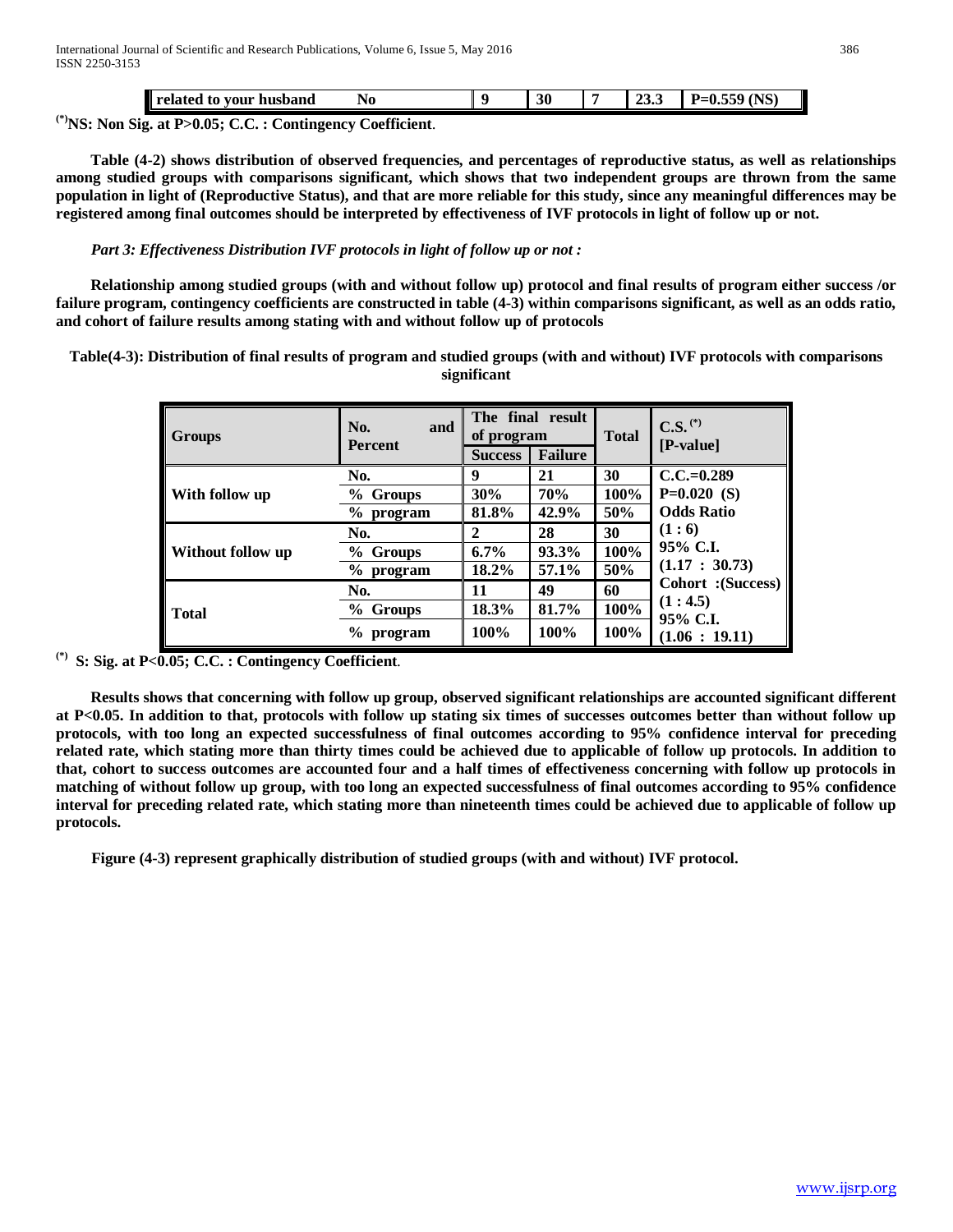| related to your husband | No | 9 | 30 | 7 | 23.3 | P=0.559 (NS) |
|---|---|---|---|---|---|---|

**(*)NS: Non Sig. at P>0.05; C.C. : Contingency Coefficient**.

**Table (4-2) shows distribution of observed frequencies, and percentages of reproductive status, as well as relationships among studied groups with comparisons significant, which shows that two independent groups are thrown from the same population in light of (Reproductive Status), and that are more reliable for this study, since any meaningful differences may be registered among final outcomes should be interpreted by effectiveness of IVF protocols in light of follow up or not.**

***Part 3: Effectiveness Distribution IVF protocols in light of follow up or not :***

**Relationship among studied groups (with and without follow up) protocol and final results of program either success /or failure program, contingency coefficients are constructed in table (4-3) within comparisons significant, as well as an odds ratio, and cohort of failure results among stating with and without follow up of protocols**

**Table(4-3): Distribution of final results of program and studied groups (with and without) IVF protocols with comparisons significant**

| Groups | No. and Percent | The final result of program | | Total | C.S. (*) [P-value] |
|---|---|---|---|---|---|
| | | Success | Failure | | |
| With follow up | No. | 9 | 21 | 30 | C.C.=0.289 |
| | % Groups | 30% | 70% | 100% | P=0.020 (S) |
| | % program | 81.8% | 42.9% | 50% | Odds Ratio |
| Without follow up | No. | 2 | 28 | 30 | (1 : 6) |
| | % Groups | 6.7% | 93.3% | 100% | 95% C.I. |
| | % program | 18.2% | 57.1% | 50% | (1.17 : 30.73) |
| Total | No. | 11 | 49 | 60 | Cohort :(Success) |
| | % Groups | 18.3% | 81.7% | 100% | (1 : 4.5) 95% C.I. |
| | % program | 100% | 100% | 100% | (1.06 : 19.11) |

**(*) S: Sig. at P<0.05; C.C. : Contingency Coefficient**.

**Results shows that concerning with follow up group, observed significant relationships are accounted significant different at P<0.05. In addition to that, protocols with follow up stating six times of successes outcomes better than without follow up protocols, with too long an expected successfulness of final outcomes according to 95% confidence interval for preceding related rate, which stating more than thirty times could be achieved due to applicable of follow up protocols. In addition to that, cohort to success outcomes are accounted four and a half times of effectiveness concerning with follow up protocols in matching of without follow up group, with too long an expected successfulness of final outcomes according to 95% confidence interval for preceding related rate, which stating more than nineteenth times could be achieved due to applicable of follow up protocols.**

**Figure (4-3) represent graphically distribution of studied groups (with and without) IVF protocol.**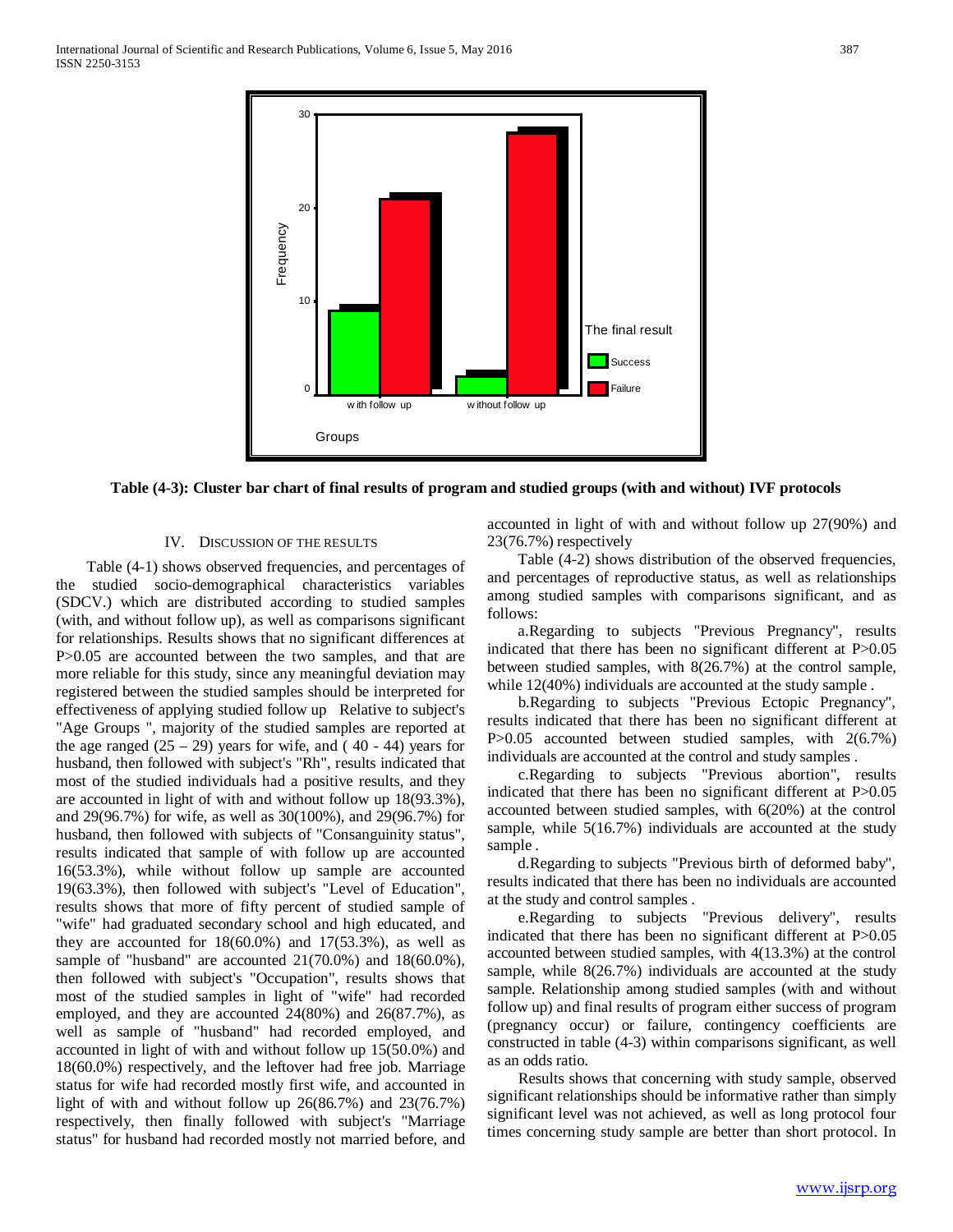**Table (4-3): Cluster bar chart of final results of program and studied groups (with and without) IVF protocols**

## IV. Discussion of the Results

Table (4-1) shows observed frequencies, and percentages of the studied socio-demographical characteristics variables (SDCV.) which are distributed according to studied samples (with, and without follow up), as well as comparisons significant for relationships. Results shows that no significant differences at P>0.05 are accounted between the two samples, and that are more reliable for this study, since any meaningful deviation may registered between the studied samples should be interpreted for effectiveness of applying studied follow up Relative to subject's "Age Groups ", majority of the studied samples are reported at the age ranged (25 – 29) years for wife, and ( 40 - 44) years for husband, then followed with subject's "Rh", results indicated that most of the studied individuals had a positive results, and they are accounted in light of with and without follow up 18(93.3%), and 29(96.7%) for wife, as well as 30(100%), and 29(96.7%) for husband, then followed with subjects of "Consanguinity status", results indicated that sample of with follow up are accounted 16(53.3%), while without follow up sample are accounted 19(63.3%), then followed with subject's "Level of Education", results shows that more of fifty percent of studied sample of "wife" had graduated secondary school and high educated, and they are accounted for 18(60.0%) and 17(53.3%), as well as sample of "husband" are accounted 21(70.0%) and 18(60.0%), then followed with subject's "Occupation", results shows that most of the studied samples in light of "wife" had recorded employed, and they are accounted 24(80%) and 26(87.7%), as well as sample of "husband" had recorded employed, and accounted in light of with and without follow up 15(50.0%) and 18(60.0%) respectively, and the leftover had free job. Marriage status for wife had recorded mostly first wife, and accounted in light of with and without follow up 26(86.7%) and 23(76.7%) respectively, then finally followed with subject's "Marriage status" for husband had recorded mostly not married before, and accounted in light of with and without follow up 27(90%) and 23(76.7%) respectively

Table (4-2) shows distribution of the observed frequencies, and percentages of reproductive status, as well as relationships among studied samples with comparisons significant, and as follows:

a. Regarding to subjects "Previous Pregnancy", results indicated that there has been no significant different at P>0.05 between studied samples, with 8(26.7%) at the control sample, while 12(40%) individuals are accounted at the study sample .

b. Regarding to subjects "Previous Ectopic Pregnancy", results indicated that there has been no significant different at P>0.05 accounted between studied samples, with 2(6.7%) individuals are accounted at the control and study samples .

c. Regarding to subjects "Previous abortion", results indicated that there has been no significant different at P>0.05 accounted between studied samples, with 6(20%) at the control sample, while 5(16.7%) individuals are accounted at the study sample .

d. Regarding to subjects "Previous birth of deformed baby", results indicated that there has been no individuals are accounted at the study and control samples .

e. Regarding to subjects "Previous delivery", results indicated that there has been no significant different at P>0.05 accounted between studied samples, with 4(13.3%) at the control sample, while 8(26.7%) individuals are accounted at the study sample. Relationship among studied samples (with and without follow up) and final results of program either success of program (pregnancy occur) or failure, contingency coefficients are constructed in table (4-3) within comparisons significant, as well as an odds ratio.

Results shows that concerning with study sample, observed significant relationships should be informative rather than simply significant level was not achieved, as well as long protocol four times concerning study sample are better than short protocol. In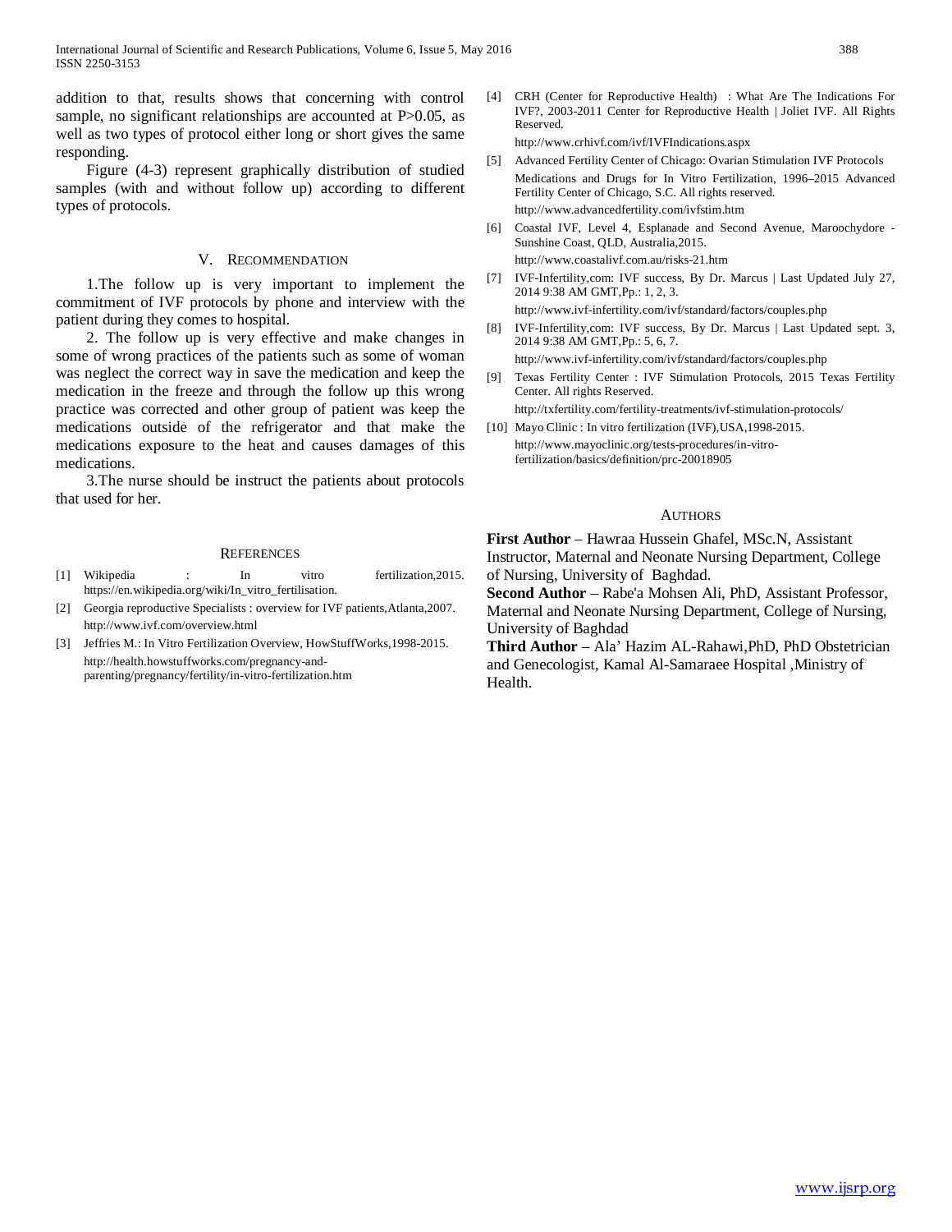addition to that, results shows that concerning with control sample, no significant relationships are accounted at P>0.05, as well as two types of protocol either long or short gives the same responding.

Figure (4-3) represent graphically distribution of studied samples (with and without follow up) according to different types of protocols.

## V. Recommendation

1.The follow up is very important to implement the commitment of IVF protocols by phone and interview with the patient during they comes to hospital.

2. The follow up is very effective and make changes in some of wrong practices of the patients such as some of woman was neglect the correct way in save the medication and keep the medication in the freeze and through the follow up this wrong practice was corrected and other group of patient was keep the medications outside of the refrigerator and that make the medications exposure to the heat and causes damages of this medications.

3.The nurse should be instruct the patients about protocols that used for her.

## References

[1] Wikipedia : In vitro fertilization,2015. https://en.wikipedia.org/wiki/In_vitro_fertilisation.

[2] Georgia reproductive Specialists : overview for IVF patients,Atlanta,2007. http://www.ivf.com/overview.html

[3] Jeffries M.: In Vitro Fertilization Overview, HowStuffWorks,1998-2015. http://health.howstuffworks.com/pregnancy-and-parenting/pregnancy/fertility/in-vitro-fertilization.htm

[4] CRH (Center for Reproductive Health) : What Are The Indications For IVF?, 2003-2011 Center for Reproductive Health | Joliet IVF. All Rights Reserved. http://www.crhivf.com/ivf/IVFIndications.aspx

[5] Advanced Fertility Center of Chicago: Ovarian Stimulation IVF Protocols Medications and Drugs for In Vitro Fertilization, 1996–2015 Advanced Fertility Center of Chicago, S.C. All rights reserved. http://www.advancedfertility.com/ivfstim.htm

[6] Coastal IVF, Level 4, Esplanade and Second Avenue, Maroochydore - Sunshine Coast, QLD, Australia,2015. http://www.coastalivf.com.au/risks-21.htm

[7] IVF-Infertility,com: IVF success, By Dr. Marcus | Last Updated July 27, 2014 9:38 AM GMT,Pp.: 1, 2, 3. http://www.ivf-infertility.com/ivf/standard/factors/couples.php

[8] IVF-Infertility,com: IVF success, By Dr. Marcus | Last Updated sept. 3, 2014 9:38 AM GMT,Pp.: 5, 6, 7. http://www.ivf-infertility.com/ivf/standard/factors/couples.php

[9] Texas Fertility Center : IVF Stimulation Protocols, 2015 Texas Fertility Center. All rights Reserved. http://txfertility.com/fertility-treatments/ivf-stimulation-protocols/

[10] Mayo Clinic : In vitro fertilization (IVF),USA,1998-2015. http://www.mayoclinic.org/tests-procedures/in-vitro-fertilization/basics/definition/prc-20018905

## Authors

**First Author** – Hawraa Hussein Ghafel, MSc.N, Assistant Instructor, Maternal and Neonate Nursing Department, College of Nursing, University of Baghdad.

**Second Author** – Rabe'a Mohsen Ali, PhD, Assistant Professor, Maternal and Neonate Nursing Department, College of Nursing, University of Baghdad

**Third Author** – Ala' Hazim AL-Rahawi,PhD, PhD Obstetrician and Genecologist, Kamal Al-Samaraee Hospital ,Ministry of Health.